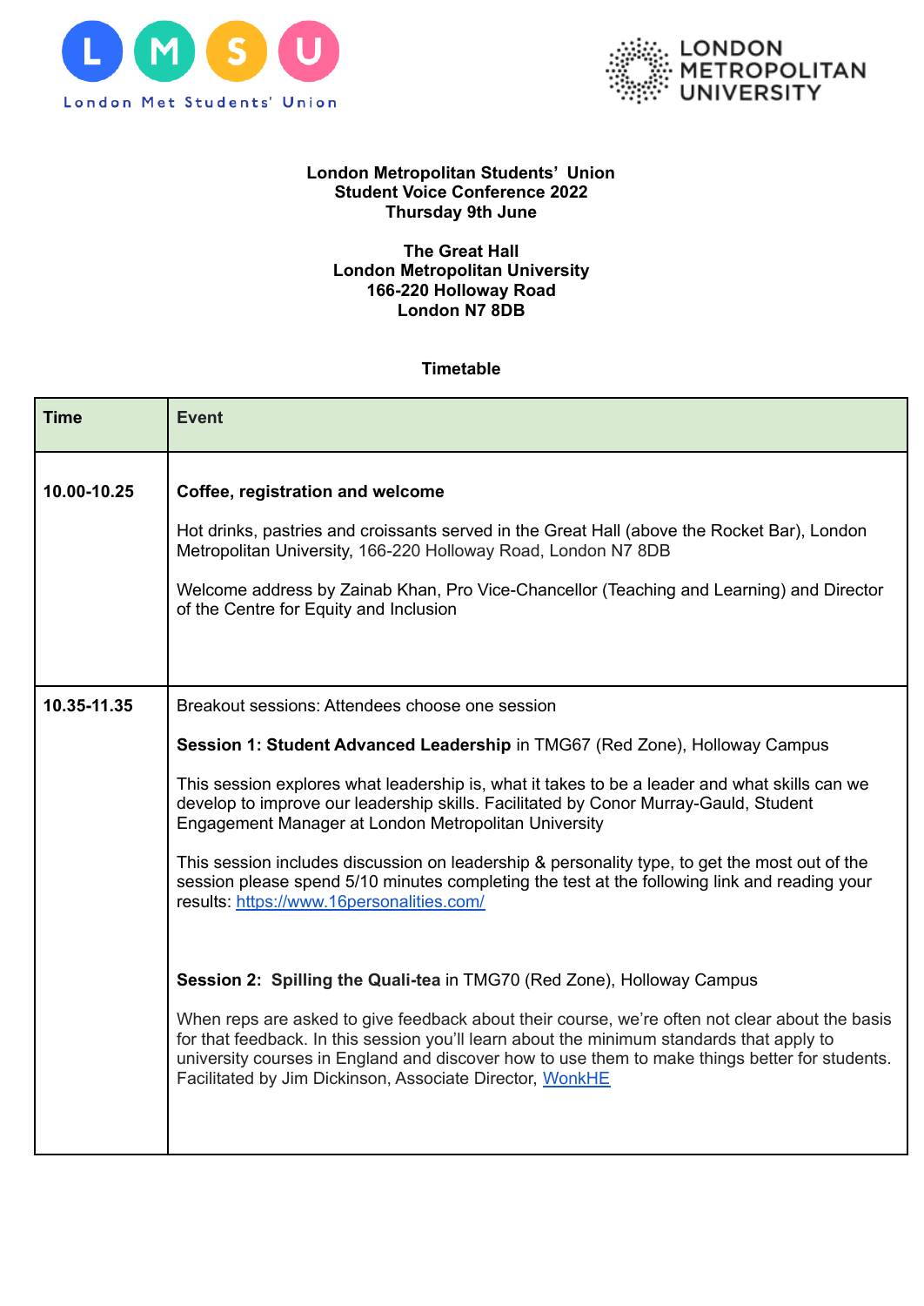London Met Students' Union

LONDON METROPOLITAN UNIVERSITY

**London Metropolitan Students' Union**
**Student Voice Conference 2022**
**Thursday 9th June**

**The Great Hall**
**London Metropolitan University**
**166-220 Holloway Road**
**London N7 8DB**

**Timetable**

| Time | Event |
|---|---|
| **10.00-10.25** | **Coffee, registration and welcome**<br><br>Hot drinks, pastries and croissants served in the Great Hall (above the Rocket Bar), London Metropolitan University, 166-220 Holloway Road, London N7 8DB<br><br>Welcome address by Zainab Khan, Pro Vice-Chancellor (Teaching and Learning) and Director of the Centre for Equity and Inclusion |
| **10.35-11.35** | Breakout sessions: Attendees choose one session<br><br>**Session 1: Student Advanced Leadership** in TMG67 (Red Zone), Holloway Campus<br><br>This session explores what leadership is, what it takes to be a leader and what skills can we develop to improve our leadership skills. Facilitated by Conor Murray-Gauld, Student Engagement Manager at London Metropolitan University<br><br>This session includes discussion on leadership & personality type, to get the most out of the session please spend 5/10 minutes completing the test at the following link and reading your results: [https://www.16personalities.com/](https://www.16personalities.com/)<br><br>**Session 2: Spilling the Quali-tea** in TMG70 (Red Zone), Holloway Campus<br><br>When reps are asked to give feedback about their course, we're often not clear about the basis for that feedback. In this session you'll learn about the minimum standards that apply to university courses in England and discover how to use them to make things better for students. Facilitated by Jim Dickinson, Associate Director, WonkHE |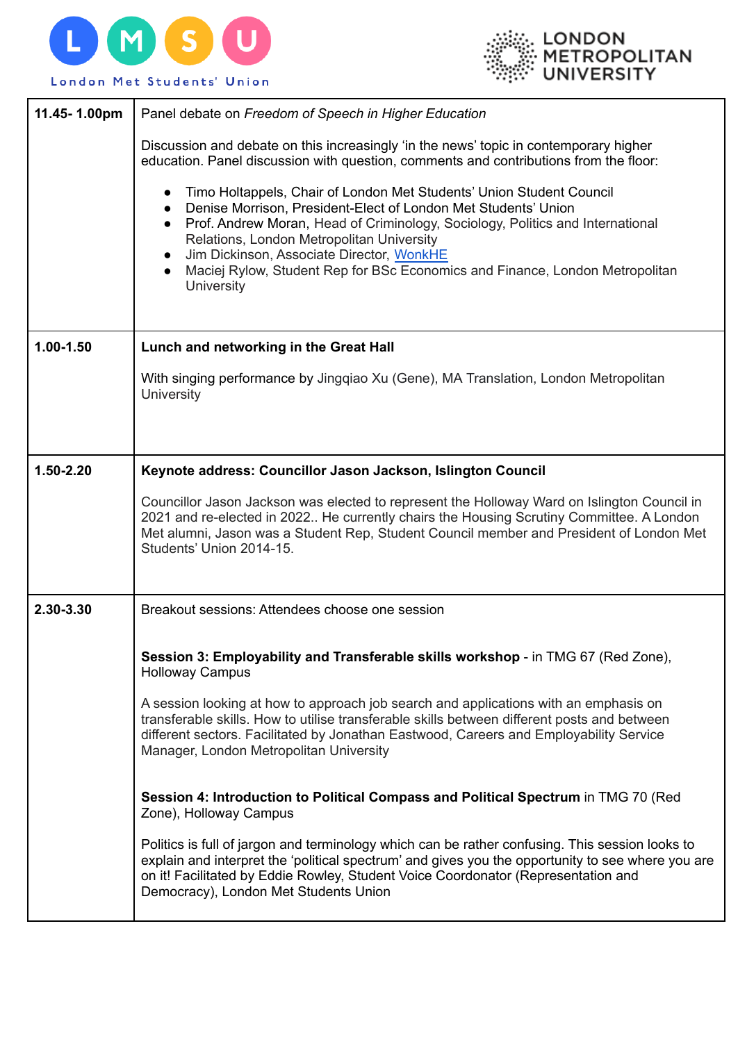| | |
|---|---|
| **11.45- 1.00pm** | Panel debate on *Freedom of Speech in Higher Education*<br><br>Discussion and debate on this increasingly 'in the news' topic in contemporary higher education. Panel discussion with question, comments and contributions from the floor:<br><br>• Timo Holtappels, Chair of London Met Students' Union Student Council<br>• Denise Morrison, President-Elect of London Met Students' Union<br>• Prof. Andrew Moran, Head of Criminology, Sociology, Politics and International Relations, London Metropolitan University<br>• Jim Dickinson, Associate Director, WonkHE<br>• Maciej Rylow, Student Rep for BSc Economics and Finance, London Metropolitan University |
| **1.00-1.50** | **Lunch and networking in the Great Hall**<br><br>With singing performance by Jingqiao Xu (Gene), MA Translation, London Metropolitan University |
| **1.50-2.20** | **Keynote address: Councillor Jason Jackson, Islington Council**<br><br>Councillor Jason Jackson was elected to represent the Holloway Ward on Islington Council in 2021 and re-elected in 2022.. He currently chairs the Housing Scrutiny Committee. A London Met alumni, Jason was a Student Rep, Student Council member and President of London Met Students' Union 2014-15. |
| **2.30-3.30** | Breakout sessions: Attendees choose one session<br><br>**Session 3: Employability and Transferable skills workshop** - in TMG 67 (Red Zone), Holloway Campus<br><br>A session looking at how to approach job search and applications with an emphasis on transferable skills. How to utilise transferable skills between different posts and between different sectors. Facilitated by Jonathan Eastwood, Careers and Employability Service Manager, London Metropolitan University<br><br>**Session 4: Introduction to Political Compass and Political Spectrum** in TMG 70 (Red Zone), Holloway Campus<br><br>Politics is full of jargon and terminology which can be rather confusing. This session looks to explain and interpret the 'political spectrum' and gives you the opportunity to see where you are on it! Facilitated by Eddie Rowley, Student Voice Coordonator (Representation and Democracy), London Met Students Union |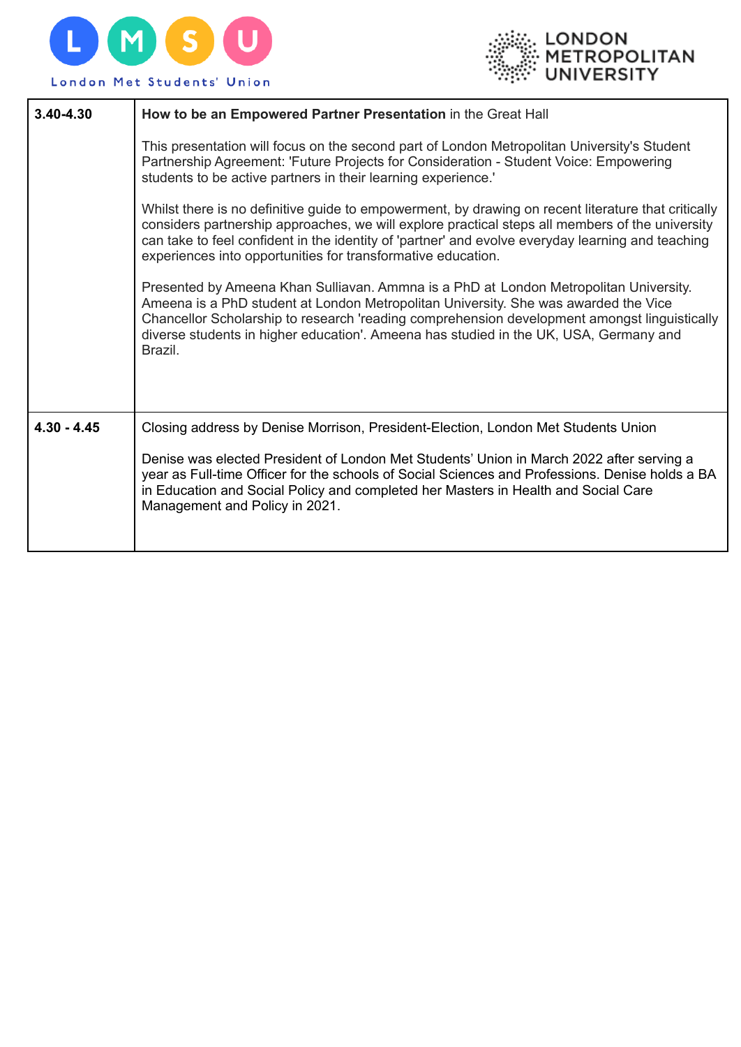| | |
|---|---|
| **3.40-4.30** | **How to be an Empowered Partner Presentation** in the Great Hall<br><br>This presentation will focus on the second part of London Metropolitan University's Student Partnership Agreement: 'Future Projects for Consideration - Student Voice: Empowering students to be active partners in their learning experience.'<br><br>Whilst there is no definitive guide to empowerment, by drawing on recent literature that critically considers partnership approaches, we will explore practical steps all members of the university can take to feel confident in the identity of 'partner' and evolve everyday learning and teaching experiences into opportunities for transformative education.<br><br>Presented by Ameena Khan Sulliavan. Ammna is a PhD at London Metropolitan University. Ameena is a PhD student at London Metropolitan University. She was awarded the Vice Chancellor Scholarship to research 'reading comprehension development amongst linguistically diverse students in higher education'. Ameena has studied in the UK, USA, Germany and Brazil. |
| **4.30 - 4.45** | Closing address by Denise Morrison, President-Election, London Met Students Union<br><br>Denise was elected President of London Met Students' Union in March 2022 after serving a year as Full-time Officer for the schools of Social Sciences and Professions. Denise holds a BA in Education and Social Policy and completed her Masters in Health and Social Care Management and Policy in 2021. |